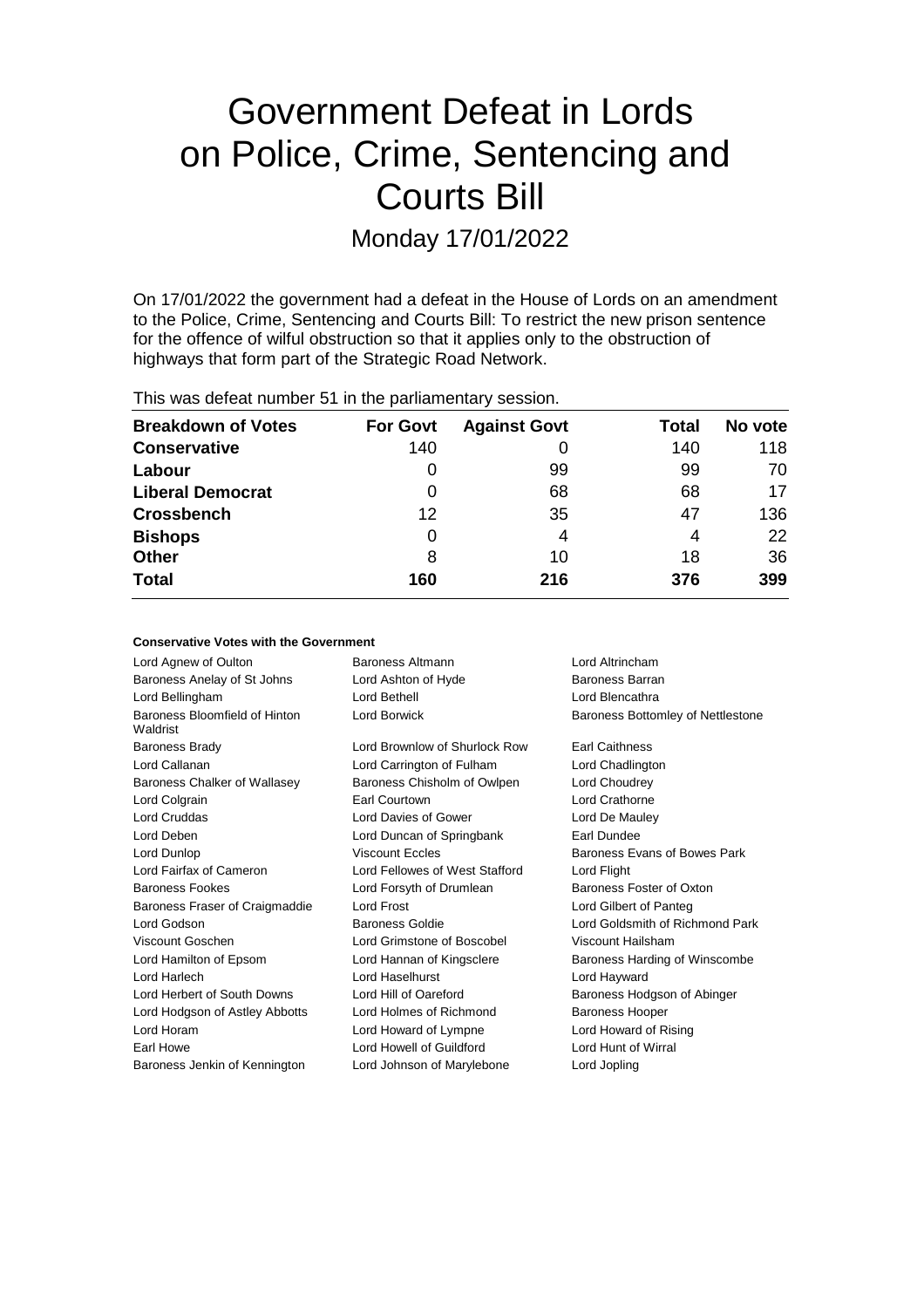# Government Defeat in Lords on Police, Crime, Sentencing and Courts Bill

Monday 17/01/2022

On 17/01/2022 the government had a defeat in the House of Lords on an amendment to the Police, Crime, Sentencing and Courts Bill: To restrict the new prison sentence for the offence of wilful obstruction so that it applies only to the obstruction of highways that form part of the Strategic Road Network.

This was defeat number 51 in the parliamentary session.

| Breakdown of Votes | For Govt | Against Govt | Total | No vote |
|---|---|---|---|---|
| **Conservative** | 140 | 0 | 140 | 118 |
| **Labour** | 0 | 99 | 99 | 70 |
| **Liberal Democrat** | 0 | 68 | 68 | 17 |
| **Crossbench** | 12 | 35 | 47 | 136 |
| **Bishops** | 0 | 4 | 4 | 22 |
| **Other** | 8 | 10 | 18 | 36 |
| **Total** | 160 | 216 | 376 | 399 |

#### Conservative Votes with the Government

| | | |
|---|---|---|
| Lord Agnew of Oulton | Baroness Altmann | Lord Altrincham |
| Baroness Anelay of St Johns | Lord Ashton of Hyde | Baroness Barran |
| Lord Bellingham | Lord Bethell | Lord Blencathra |
| Baroness Bloomfield of Hinton Waldrist | Lord Borwick | Baroness Bottomley of Nettlestone |
| Baroness Brady | Lord Brownlow of Shurlock Row | Earl Caithness |
| Lord Callanan | Lord Carrington of Fulham | Lord Chadlington |
| Baroness Chalker of Wallasey | Baroness Chisholm of Owlpen | Lord Choudrey |
| Lord Colgrain | Earl Courtown | Lord Crathorne |
| Lord Cruddas | Lord Davies of Gower | Lord De Mauley |
| Lord Deben | Lord Duncan of Springbank | Earl Dundee |
| Lord Dunlop | Viscount Eccles | Baroness Evans of Bowes Park |
| Lord Fairfax of Cameron | Lord Fellowes of West Stafford | Lord Flight |
| Baroness Fookes | Lord Forsyth of Drumlean | Baroness Foster of Oxton |
| Baroness Fraser of Craigmaddie | Lord Frost | Lord Gilbert of Panteg |
| Lord Godson | Baroness Goldie | Lord Goldsmith of Richmond Park |
| Viscount Goschen | Lord Grimstone of Boscobel | Viscount Hailsham |
| Lord Hamilton of Epsom | Lord Hannan of Kingsclere | Baroness Harding of Winscombe |
| Lord Harlech | Lord Haselhurst | Lord Hayward |
| Lord Herbert of South Downs | Lord Hill of Oareford | Baroness Hodgson of Abinger |
| Lord Hodgson of Astley Abbotts | Lord Holmes of Richmond | Baroness Hooper |
| Lord Horam | Lord Howard of Lympne | Lord Howard of Rising |
| Earl Howe | Lord Howell of Guildford | Lord Hunt of Wirral |
| Baroness Jenkin of Kennington | Lord Johnson of Marylebone | Lord Jopling |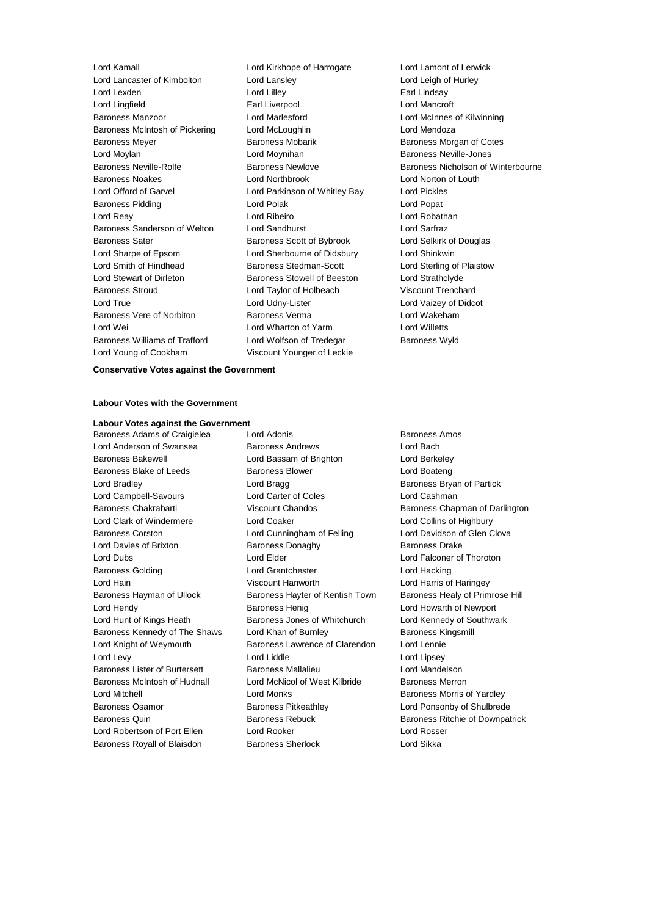Lord Kamall
Lord Kirkhope of Harrogate
Lord Lamont of Lerwick
Lord Lancaster of Kimbolton
Lord Lansley
Lord Leigh of Hurley
Lord Lexden
Lord Lilley
Earl Lindsay
Lord Lingfield
Earl Liverpool
Lord Mancroft
Baroness Manzoor
Lord Marlesford
Lord McInnes of Kilwinning
Baroness McIntosh of Pickering
Lord McLoughlin
Lord Mendoza
Baroness Meyer
Baroness Mobarik
Baroness Morgan of Cotes
Lord Moylan
Lord Moynihan
Baroness Neville-Jones
Baroness Neville-Rolfe
Baroness Newlove
Baroness Nicholson of Winterbourne
Baroness Noakes
Lord Northbrook
Lord Norton of Louth
Lord Offord of Garvel
Lord Parkinson of Whitley Bay
Lord Pickles
Baroness Pidding
Lord Polak
Lord Popat
Lord Reay
Lord Ribeiro
Lord Robathan
Baroness Sanderson of Welton
Lord Sandhurst
Lord Sarfraz
Baroness Sater
Baroness Scott of Bybrook
Lord Selkirk of Douglas
Lord Sharpe of Epsom
Lord Sherbourne of Didsbury
Lord Shinkwin
Lord Smith of Hindhead
Baroness Stedman-Scott
Lord Sterling of Plaistow
Lord Stewart of Dirleton
Baroness Stowell of Beeston
Lord Strathclyde
Baroness Stroud
Lord Taylor of Holbeach
Viscount Trenchard
Lord True
Lord Udny-Lister
Lord Vaizey of Didcot
Baroness Vere of Norbiton
Baroness Verma
Lord Wakeham
Lord Wei
Lord Wharton of Yarm
Lord Willetts
Baroness Williams of Trafford
Lord Wolfson of Tredegar
Baroness Wyld
Lord Young of Cookham
Viscount Younger of Leckie

**Conservative Votes against the Government**

---

**Labour Votes with the Government**

**Labour Votes against the Government**

Baroness Adams of Craigielea
Lord Adonis
Baroness Amos
Lord Anderson of Swansea
Baroness Andrews
Lord Bach
Baroness Bakewell
Lord Bassam of Brighton
Lord Berkeley
Baroness Blake of Leeds
Baroness Blower
Lord Boateng
Lord Bradley
Lord Bragg
Baroness Bryan of Partick
Lord Campbell-Savours
Lord Carter of Coles
Lord Cashman
Baroness Chakrabarti
Viscount Chandos
Baroness Chapman of Darlington
Lord Clark of Windermere
Lord Coaker
Lord Collins of Highbury
Baroness Corston
Lord Cunningham of Felling
Lord Davidson of Glen Clova
Lord Davies of Brixton
Baroness Donaghy
Baroness Drake
Lord Dubs
Lord Elder
Lord Falconer of Thoroton
Baroness Golding
Lord Grantchester
Lord Hacking
Lord Hain
Viscount Hanworth
Lord Harris of Haringey
Baroness Hayman of Ullock
Baroness Hayter of Kentish Town
Baroness Healy of Primrose Hill
Lord Hendy
Baroness Henig
Lord Howarth of Newport
Lord Hunt of Kings Heath
Baroness Jones of Whitchurch
Lord Kennedy of Southwark
Baroness Kennedy of The Shaws
Lord Khan of Burnley
Baroness Kingsmill
Lord Knight of Weymouth
Baroness Lawrence of Clarendon
Lord Lennie
Lord Levy
Lord Liddle
Lord Lipsey
Baroness Lister of Burtersett
Baroness Mallalieu
Lord Mandelson
Baroness McIntosh of Hudnall
Lord McNicol of West Kilbride
Baroness Merron
Lord Mitchell
Lord Monks
Baroness Morris of Yardley
Baroness Osamor
Baroness Pitkeathley
Lord Ponsonby of Shulbrede
Baroness Quin
Baroness Rebuck
Baroness Ritchie of Downpatrick
Lord Robertson of Port Ellen
Lord Rooker
Lord Rosser
Baroness Royall of Blaisdon
Baroness Sherlock
Lord Sikka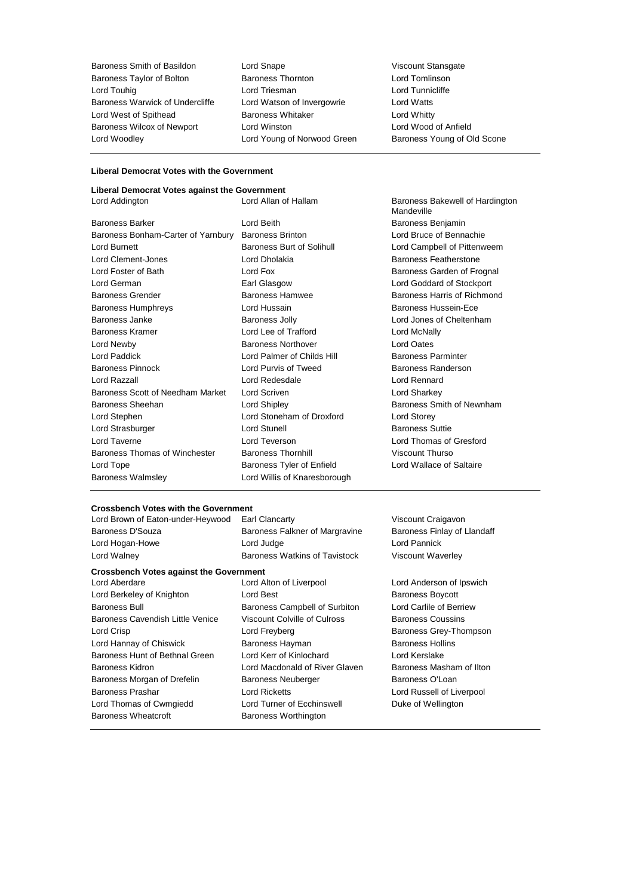Baroness Smith of Basildon
Lord Snape
Viscount Stansgate
Baroness Taylor of Bolton
Baroness Thornton
Lord Tomlinson
Lord Touhig
Lord Triesman
Lord Tunnicliffe
Baroness Warwick of Undercliffe
Lord Watson of Invergowrie
Lord Watts
Lord West of Spithead
Baroness Whitaker
Lord Whitty
Baroness Wilcox of Newport
Lord Winston
Lord Wood of Anfield
Lord Woodley
Lord Young of Norwood Green
Baroness Young of Old Scone

---

**Liberal Democrat Votes with the Government**

---

**Liberal Democrat Votes against the Government**

Lord Addington
Lord Allan of Hallam
Baroness Bakewell of Hardington Mandeville
Baroness Barker
Lord Beith
Baroness Benjamin
Baroness Bonham-Carter of Yarnbury
Baroness Brinton
Lord Bruce of Bennachie
Lord Burnett
Baroness Burt of Solihull
Lord Campbell of Pittenweem
Lord Clement-Jones
Lord Dholakia
Baroness Featherstone
Lord Foster of Bath
Lord Fox
Baroness Garden of Frognal
Lord German
Earl Glasgow
Lord Goddard of Stockport
Baroness Grender
Baroness Hamwee
Baroness Harris of Richmond
Baroness Humphreys
Lord Hussain
Baroness Hussein-Ece
Baroness Janke
Baroness Jolly
Lord Jones of Cheltenham
Baroness Kramer
Lord Lee of Trafford
Lord McNally
Lord Newby
Baroness Northover
Lord Oates
Lord Paddick
Lord Palmer of Childs Hill
Baroness Parminter
Baroness Pinnock
Lord Purvis of Tweed
Baroness Randerson
Lord Razzall
Lord Redesdale
Lord Rennard
Baroness Scott of Needham Market
Lord Scriven
Lord Sharkey
Baroness Sheehan
Lord Shipley
Baroness Smith of Newnham
Lord Stephen
Lord Stoneham of Droxford
Lord Storey
Lord Strasburger
Lord Stunell
Baroness Suttie
Lord Taverne
Lord Teverson
Lord Thomas of Gresford
Baroness Thomas of Winchester
Baroness Thornhill
Viscount Thurso
Lord Tope
Baroness Tyler of Enfield
Lord Wallace of Saltaire
Baroness Walmsley
Lord Willis of Knaresborough

---

**Crossbench Votes with the Government**

Lord Brown of Eaton-under-Heywood
Earl Clancarty
Viscount Craigavon
Baroness D'Souza
Baroness Falkner of Margravine
Baroness Finlay of Llandaff
Lord Hogan-Howe
Lord Judge
Lord Pannick
Lord Walney
Baroness Watkins of Tavistock
Viscount Waverley

**Crossbench Votes against the Government**

Lord Aberdare
Lord Alton of Liverpool
Lord Anderson of Ipswich
Lord Berkeley of Knighton
Lord Best
Baroness Boycott
Baroness Bull
Baroness Campbell of Surbiton
Lord Carlile of Berriew
Baroness Cavendish Little Venice
Viscount Colville of Culross
Baroness Coussins
Lord Crisp
Lord Freyberg
Baroness Grey-Thompson
Lord Hannay of Chiswick
Baroness Hayman
Baroness Hollins
Baroness Hunt of Bethnal Green
Lord Kerr of Kinlochard
Lord Kerslake
Baroness Kidron
Lord Macdonald of River Glaven
Baroness Masham of Ilton
Baroness Morgan of Drefelin
Baroness Neuberger
Baroness O'Loan
Baroness Prashar
Lord Ricketts
Lord Russell of Liverpool
Lord Thomas of Cwmgiedd
Lord Turner of Ecchinswell
Duke of Wellington
Baroness Wheatcroft
Baroness Worthington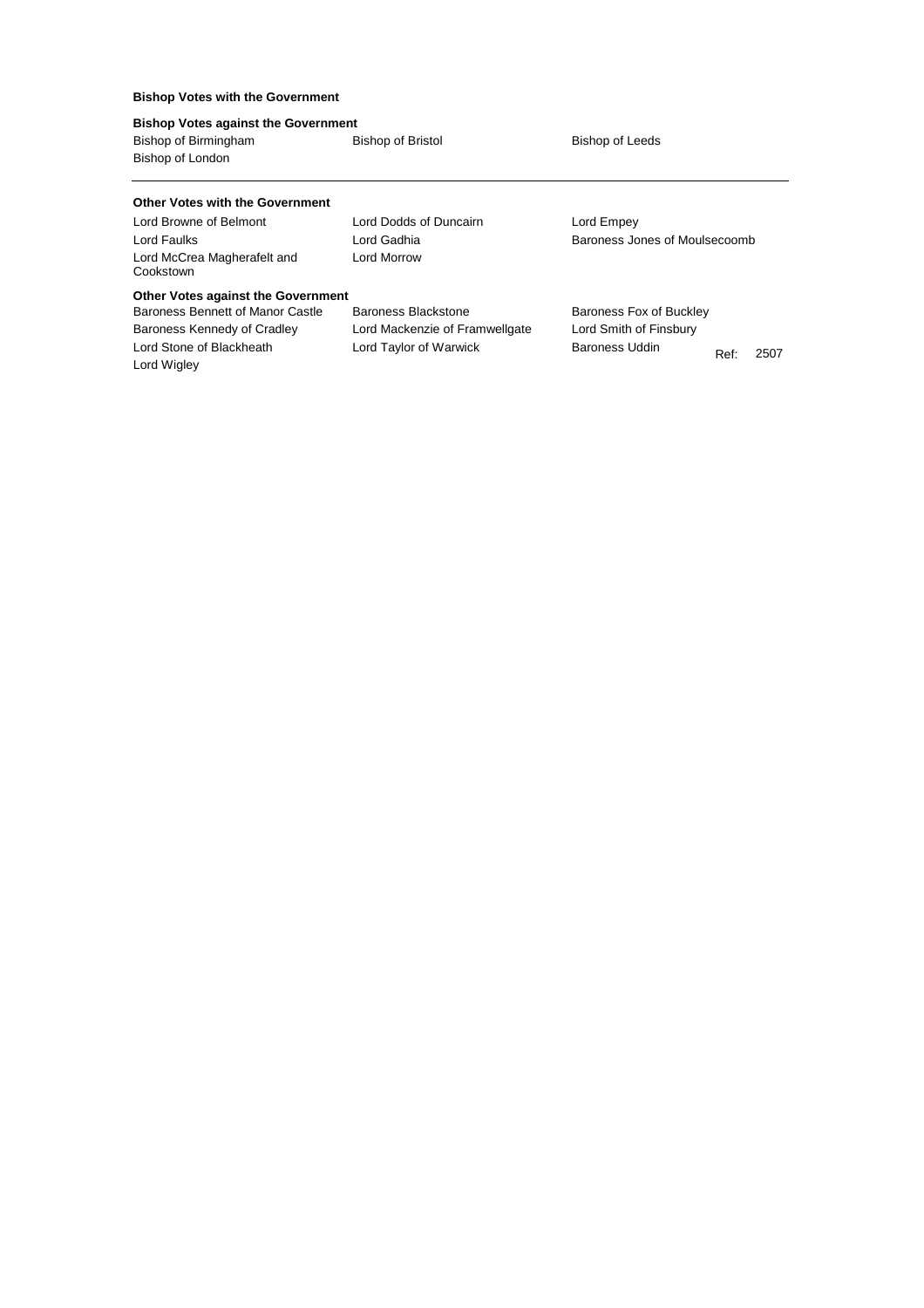**Bishop Votes with the Government**

**Bishop Votes against the Government**

Bishop of Birmingham
Bishop of Bristol
Bishop of Leeds
Bishop of London

---

**Other Votes with the Government**

Lord Browne of Belmont
Lord Dodds of Duncairn
Lord Empey
Lord Faulks
Lord Gadhia
Baroness Jones of Moulsecoomb
Lord McCrea Magherafelt and Cookstown
Lord Morrow

**Other Votes against the Government**

Baroness Bennett of Manor Castle
Baroness Blackstone
Baroness Fox of Buckley
Baroness Kennedy of Cradley
Lord Mackenzie of Framwellgate
Lord Smith of Finsbury
Lord Stone of Blackheath
Lord Taylor of Warwick
Baroness Uddin
Lord Wigley

Ref: 2507